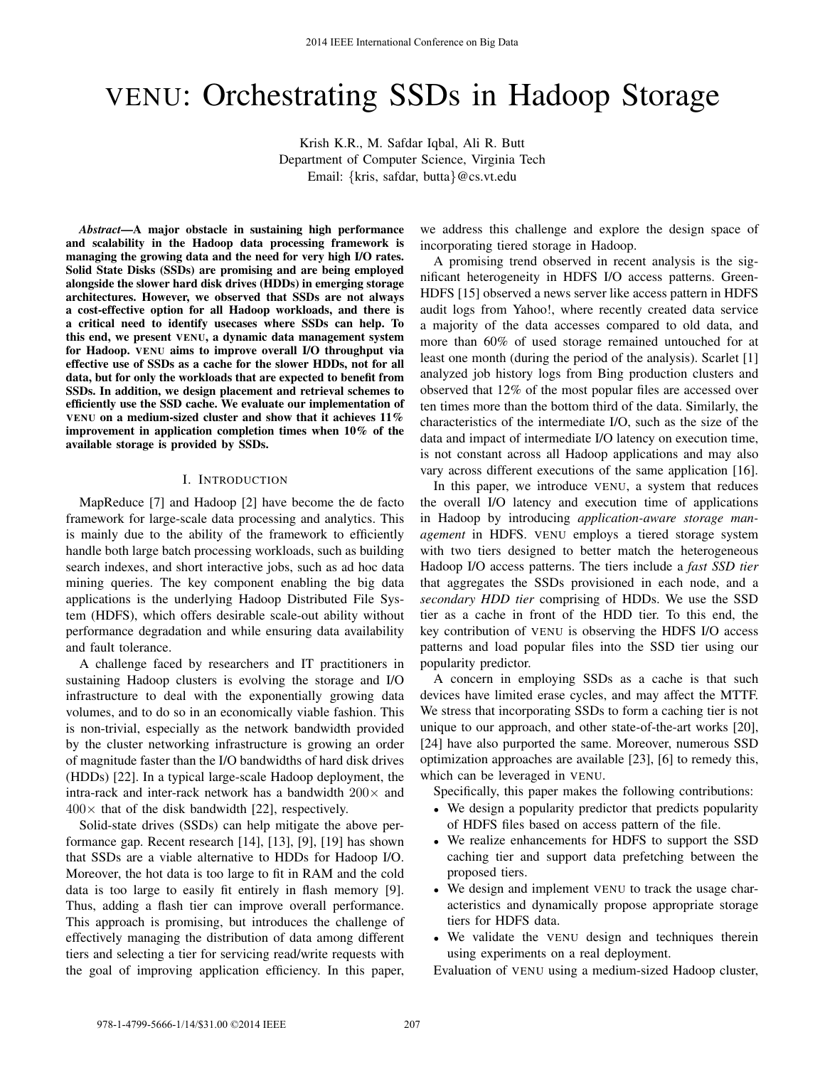# VENU: Orchestrating SSDs in Hadoop Storage

Krish K.R., M. Safdar Iqbal, Ali R. Butt
Department of Computer Science, Virginia Tech
Email: {kris, safdar, butta}@cs.vt.edu

***Abstract*—A major obstacle in sustaining high performance and scalability in the Hadoop data processing framework is managing the growing data and the need for very high I/O rates. Solid State Disks (SSDs) are promising and are being employed alongside the slower hard disk drives (HDDs) in emerging storage architectures. However, we observed that SSDs are not always a cost-effective option for all Hadoop workloads, and there is a critical need to identify usecases where SSDs can help. To this end, we present VENU, a dynamic data management system for Hadoop. VENU aims to improve overall I/O throughput via effective use of SSDs as a cache for the slower HDDs, not for all data, but for only the workloads that are expected to benefit from SSDs. In addition, we design placement and retrieval schemes to efficiently use the SSD cache. We evaluate our implementation of VENU on a medium-sized cluster and show that it achieves 11% improvement in application completion times when 10% of the available storage is provided by SSDs.**

## I. Introduction

MapReduce [7] and Hadoop [2] have become the de facto framework for large-scale data processing and analytics. This is mainly due to the ability of the framework to efficiently handle both large batch processing workloads, such as building search indexes, and short interactive jobs, such as ad hoc data mining queries. The key component enabling the big data applications is the underlying Hadoop Distributed File System (HDFS), which offers desirable scale-out ability without performance degradation and while ensuring data availability and fault tolerance.

A challenge faced by researchers and IT practitioners in sustaining Hadoop clusters is evolving the storage and I/O infrastructure to deal with the exponentially growing data volumes, and to do so in an economically viable fashion. This is non-trivial, especially as the network bandwidth provided by the cluster networking infrastructure is growing an order of magnitude faster than the I/O bandwidths of hard disk drives (HDDs) [22]. In a typical large-scale Hadoop deployment, the intra-rack and inter-rack network has a bandwidth $200\times$ and $400\times$ that of the disk bandwidth [22], respectively.

Solid-state drives (SSDs) can help mitigate the above performance gap. Recent research [14], [13], [9], [19] has shown that SSDs are a viable alternative to HDDs for Hadoop I/O. Moreover, the hot data is too large to fit in RAM and the cold data is too large to easily fit entirely in flash memory [9]. Thus, adding a flash tier can improve overall performance. This approach is promising, but introduces the challenge of effectively managing the distribution of data among different tiers and selecting a tier for servicing read/write requests with the goal of improving application efficiency. In this paper, we address this challenge and explore the design space of incorporating tiered storage in Hadoop.

A promising trend observed in recent analysis is the significant heterogeneity in HDFS I/O access patterns. GreenHDFS [15] observed a news server like access pattern in HDFS audit logs from Yahoo!, where recently created data service a majority of the data accesses compared to old data, and more than 60% of used storage remained untouched for at least one month (during the period of the analysis). Scarlet [1] analyzed job history logs from Bing production clusters and observed that 12% of the most popular files are accessed over ten times more than the bottom third of the data. Similarly, the characteristics of the intermediate I/O, such as the size of the data and impact of intermediate I/O latency on execution time, is not constant across all Hadoop applications and may also vary across different executions of the same application [16].

In this paper, we introduce VENU, a system that reduces the overall I/O latency and execution time of applications in Hadoop by introducing *application-aware storage management* in HDFS. VENU employs a tiered storage system with two tiers designed to better match the heterogeneous Hadoop I/O access patterns. The tiers include a *fast SSD tier* that aggregates the SSDs provisioned in each node, and a *secondary HDD tier* comprising of HDDs. We use the SSD tier as a cache in front of the HDD tier. To this end, the key contribution of VENU is observing the HDFS I/O access patterns and load popular files into the SSD tier using our popularity predictor.

A concern in employing SSDs as a cache is that such devices have limited erase cycles, and may affect the MTTF. We stress that incorporating SSDs to form a caching tier is not unique to our approach, and other state-of-the-art works [20], [24] have also purported the same. Moreover, numerous SSD optimization approaches are available [23], [6] to remedy this, which can be leveraged in VENU.

Specifically, this paper makes the following contributions:

- We design a popularity predictor that predicts popularity of HDFS files based on access pattern of the file.
- We realize enhancements for HDFS to support the SSD caching tier and support data prefetching between the proposed tiers.
- We design and implement VENU to track the usage characteristics and dynamically propose appropriate storage tiers for HDFS data.
- We validate the VENU design and techniques therein using experiments on a real deployment.

Evaluation of VENU using a medium-sized Hadoop cluster,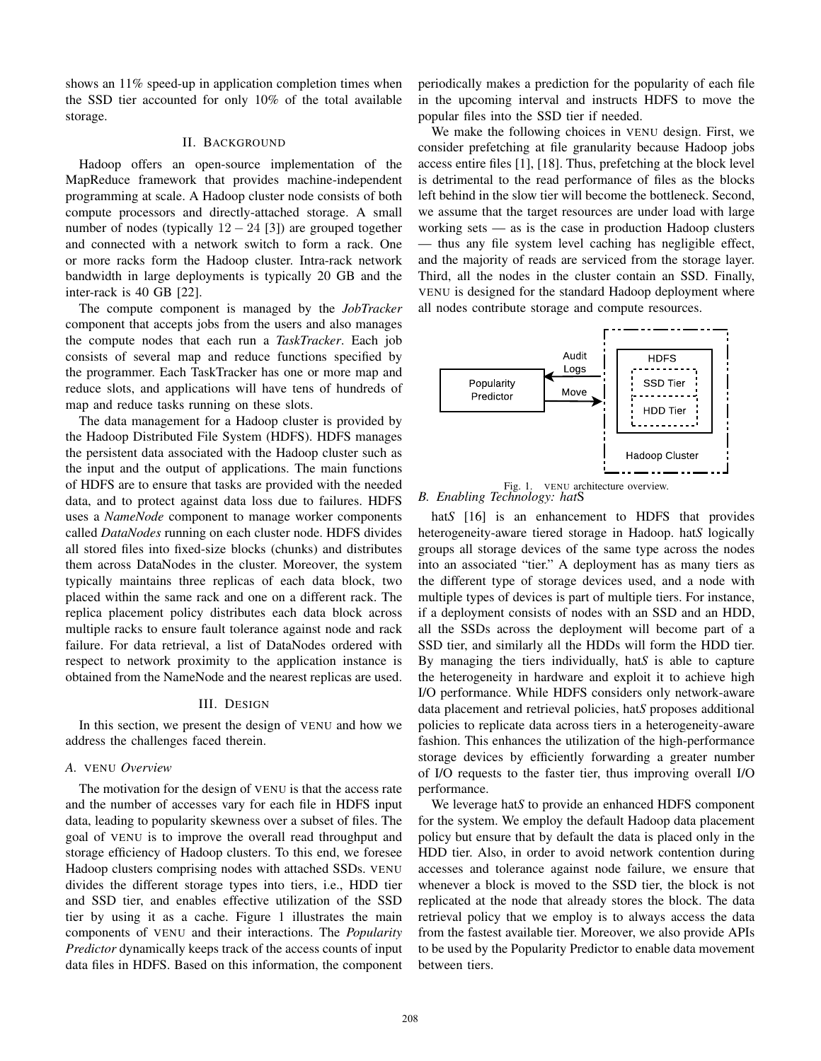shows an 11% speed-up in application completion times when the SSD tier accounted for only 10% of the total available storage.

## II. Background

Hadoop offers an open-source implementation of the MapReduce framework that provides machine-independent programming at scale. A Hadoop cluster node consists of both compute processors and directly-attached storage. A small number of nodes (typically $12 - 24$ [3]) are grouped together and connected with a network switch to form a rack. One or more racks form the Hadoop cluster. Intra-rack network bandwidth in large deployments is typically 20 GB and the inter-rack is 40 GB [22].

The compute component is managed by the *JobTracker* component that accepts jobs from the users and also manages the compute nodes that each run a *TaskTracker*. Each job consists of several map and reduce functions specified by the programmer. Each TaskTracker has one or more map and reduce slots, and applications will have tens of hundreds of map and reduce tasks running on these slots.

The data management for a Hadoop cluster is provided by the Hadoop Distributed File System (HDFS). HDFS manages the persistent data associated with the Hadoop cluster such as the input and the output of applications. The main functions of HDFS are to ensure that tasks are provided with the needed data, and to protect against data loss due to failures. HDFS uses a *NameNode* component to manage worker components called *DataNodes* running on each cluster node. HDFS divides all stored files into fixed-size blocks (chunks) and distributes them across DataNodes in the cluster. Moreover, the system typically maintains three replicas of each data block, two placed within the same rack and one on a different rack. The replica placement policy distributes each data block across multiple racks to ensure fault tolerance against node and rack failure. For data retrieval, a list of DataNodes ordered with respect to network proximity to the application instance is obtained from the NameNode and the nearest replicas are used.

## III. Design

In this section, we present the design of VENU and how we address the challenges faced therein.

### A. VENU *Overview*

The motivation for the design of VENU is that the access rate and the number of accesses vary for each file in HDFS input data, leading to popularity skewness over a subset of files. The goal of VENU is to improve the overall read throughput and storage efficiency of Hadoop clusters. To this end, we foresee Hadoop clusters comprising nodes with attached SSDs. VENU divides the different storage types into tiers, i.e., HDD tier and SSD tier, and enables effective utilization of the SSD tier by using it as a cache. Figure 1 illustrates the main components of VENU and their interactions. The *Popularity Predictor* dynamically keeps track of the access counts of input data files in HDFS. Based on this information, the component periodically makes a prediction for the popularity of each file in the upcoming interval and instructs HDFS to move the popular files into the SSD tier if needed.

We make the following choices in VENU design. First, we consider prefetching at file granularity because Hadoop jobs access entire files [1], [18]. Thus, prefetching at the block level is detrimental to the read performance of files as the blocks left behind in the slow tier will become the bottleneck. Second, we assume that the target resources are under load with large working sets — as is the case in production Hadoop clusters — thus any file system level caching has negligible effect, and the majority of reads are serviced from the storage layer. Third, all the nodes in the cluster contain an SSD. Finally, VENU is designed for the standard Hadoop deployment where all nodes contribute storage and compute resources.

Fig. 1. VENU architecture overview.

### B. Enabling Technology: hat*S*

hat*S* [16] is an enhancement to HDFS that provides heterogeneity-aware tiered storage in Hadoop. hat*S* logically groups all storage devices of the same type across the nodes into an associated "tier." A deployment has as many tiers as the different type of storage devices used, and a node with multiple types of devices is part of multiple tiers. For instance, if a deployment consists of nodes with an SSD and an HDD, all the SSDs across the deployment will become part of a SSD tier, and similarly all the HDDs will form the HDD tier. By managing the tiers individually, hat*S* is able to capture the heterogeneity in hardware and exploit it to achieve high I/O performance. While HDFS considers only network-aware data placement and retrieval policies, hat*S* proposes additional policies to replicate data across tiers in a heterogeneity-aware fashion. This enhances the utilization of the high-performance storage devices by efficiently forwarding a greater number of I/O requests to the faster tier, thus improving overall I/O performance.

We leverage hat*S* to provide an enhanced HDFS component for the system. We employ the default Hadoop data placement policy but ensure that by default the data is placed only in the HDD tier. Also, in order to avoid network contention during accesses and tolerance against node failure, we ensure that whenever a block is moved to the SSD tier, the block is not replicated at the node that already stores the block. The data retrieval policy that we employ is to always access the data from the fastest available tier. Moreover, we also provide APIs to be used by the Popularity Predictor to enable data movement between tiers.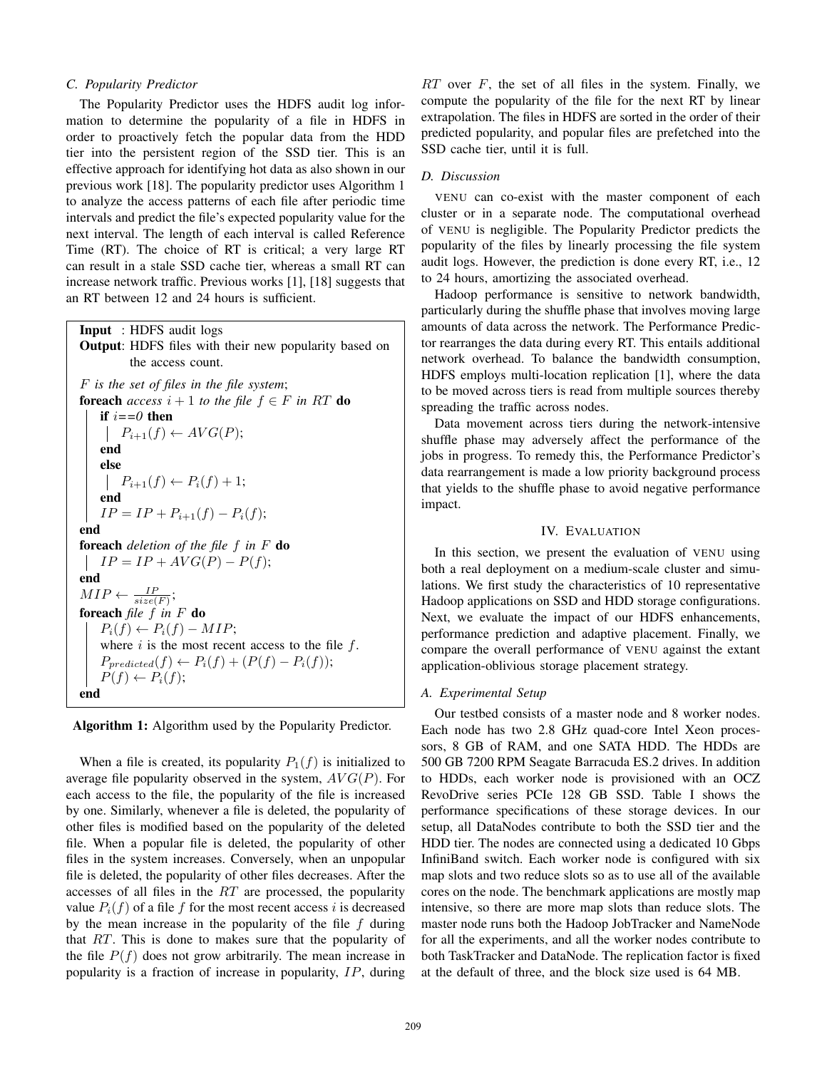### C. Popularity Predictor

The Popularity Predictor uses the HDFS audit log information to determine the popularity of a file in HDFS in order to proactively fetch the popular data from the HDD tier into the persistent region of the SSD tier. This is an effective approach for identifying hot data as also shown in our previous work [18]. The popularity predictor uses Algorithm 1 to analyze the access patterns of each file after periodic time intervals and predict the file's expected popularity value for the next interval. The length of each interval is called Reference Time (RT). The choice of RT is critical; a very large RT can result in a stale SSD cache tier, whereas a small RT can increase network traffic. Previous works [1], [18] suggests that an RT between 12 and 24 hours is sufficient.

```
Input  : HDFS audit logs
Output : HDFS files with their new popularity based on
         the access count.
F is the set of files in the file system;
foreach access i + 1 to the file f ∈ F in RT do
    if i==0 then
        P_{i+1}(f) ← AVG(P);
    end
    else
        P_{i+1}(f) ← P_i(f) + 1;
    end
    IP = IP + P_{i+1}(f) − P_i(f);
end
foreach deletion of the file f in F do
    IP = IP + AVG(P) − P(f);
end
MIP ← IP / size(F);
foreach file f in F do
    P_i(f) ← P_i(f) − MIP;
    where i is the most recent access to the file f.
    P_predicted(f) ← P_i(f) + (P(f) − P_i(f));
    P(f) ← P_i(f);
end
```

**Algorithm 1:** Algorithm used by the Popularity Predictor.

When a file is created, its popularity $P_1(f)$ is initialized to average file popularity observed in the system, $AVG(P)$. For each access to the file, the popularity of the file is increased by one. Similarly, whenever a file is deleted, the popularity of other files is modified based on the popularity of the deleted file. When a popular file is deleted, the popularity of other files in the system increases. Conversely, when an unpopular file is deleted, the popularity of other files decreases. After the accesses of all files in the $RT$ are processed, the popularity value $P_i(f)$ of a file $f$ for the most recent access $i$ is decreased by the mean increase in the popularity of the file $f$ during that $RT$. This is done to makes sure that the popularity of the file $P(f)$ does not grow arbitrarily. The mean increase in popularity is a fraction of increase in popularity, $IP$, during $RT$ over $F$, the set of all files in the system. Finally, we compute the popularity of the file for the next RT by linear extrapolation. The files in HDFS are sorted in the order of their predicted popularity, and popular files are prefetched into the SSD cache tier, until it is full.

### D. Discussion

VENU can co-exist with the master component of each cluster or in a separate node. The computational overhead of VENU is negligible. The Popularity Predictor predicts the popularity of the files by linearly processing the file system audit logs. However, the prediction is done every RT, i.e., 12 to 24 hours, amortizing the associated overhead.

Hadoop performance is sensitive to network bandwidth, particularly during the shuffle phase that involves moving large amounts of data across the network. The Performance Predictor rearranges the data during every RT. This entails additional network overhead. To balance the bandwidth consumption, HDFS employs multi-location replication [1], where the data to be moved across tiers is read from multiple sources thereby spreading the traffic across nodes.

Data movement across tiers during the network-intensive shuffle phase may adversely affect the performance of the jobs in progress. To remedy this, the Performance Predictor's data rearrangement is made a low priority background process that yields to the shuffle phase to avoid negative performance impact.

## IV. Evaluation

In this section, we present the evaluation of VENU using both a real deployment on a medium-scale cluster and simulations. We first study the characteristics of 10 representative Hadoop applications on SSD and HDD storage configurations. Next, we evaluate the impact of our HDFS enhancements, performance prediction and adaptive placement. Finally, we compare the overall performance of VENU against the extant application-oblivious storage placement strategy.

### A. Experimental Setup

Our testbed consists of a master node and 8 worker nodes. Each node has two 2.8 GHz quad-core Intel Xeon processors, 8 GB of RAM, and one SATA HDD. The HDDs are 500 GB 7200 RPM Seagate Barracuda ES.2 drives. In addition to HDDs, each worker node is provisioned with an OCZ RevoDrive series PCIe 128 GB SSD. Table I shows the performance specifications of these storage devices. In our setup, all DataNodes contribute to both the SSD tier and the HDD tier. The nodes are connected using a dedicated 10 Gbps InfiniBand switch. Each worker node is configured with six map slots and two reduce slots so as to use all of the available cores on the node. The benchmark applications are mostly map intensive, so there are more map slots than reduce slots. The master node runs both the Hadoop JobTracker and NameNode for all the experiments, and all the worker nodes contribute to both TaskTracker and DataNode. The replication factor is fixed at the default of three, and the block size used is 64 MB.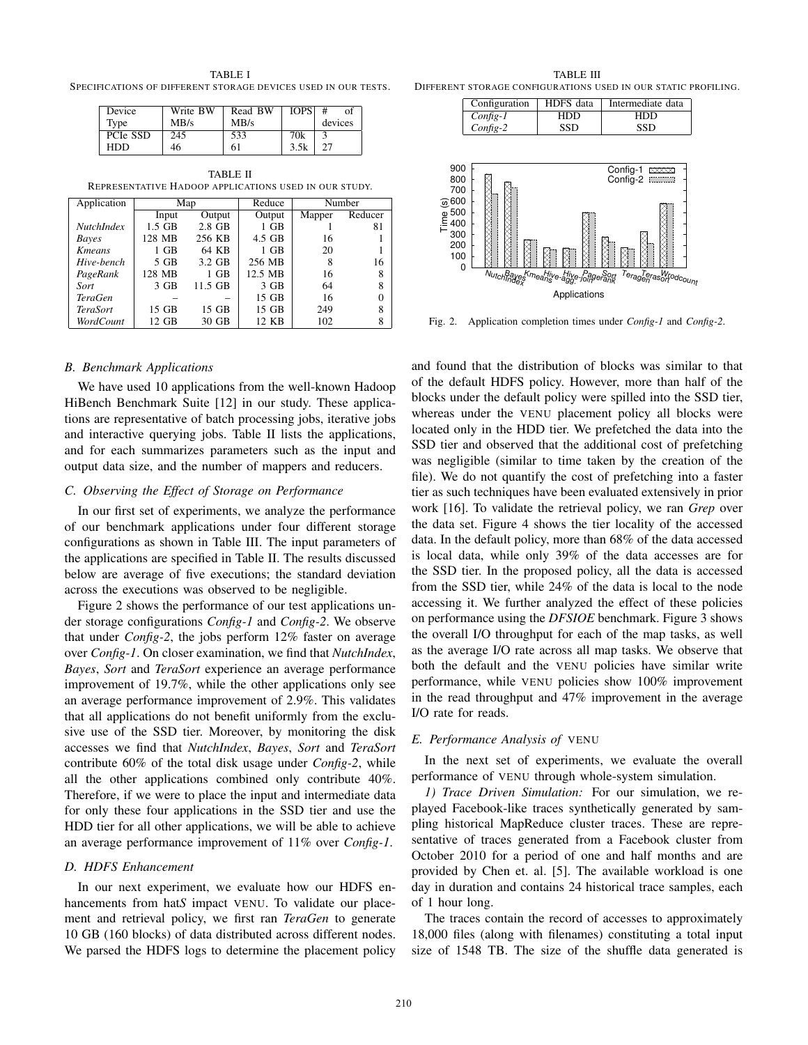TABLE I
SPECIFICATIONS OF DIFFERENT STORAGE DEVICES USED IN OUR TESTS.

| Device Type | Write BW MB/s | Read BW MB/s | IOPS | # of devices |
|---|---|---|---|---|
| PCIe SSD | 245 | 533 | 70k | 3 |
| HDD | 46 | 61 | 3.5k | 27 |

TABLE II
REPRESENTATIVE HADOOP APPLICATIONS USED IN OUR STUDY.

| Application | Map | | Reduce | Number | |
|---|---|---|---|---|---|
| | Input | Output | Output | Mapper | Reducer |
| *NutchIndex* | 1.5 GB | 2.8 GB | 1 GB | 1 | 81 |
| *Bayes* | 128 MB | 256 KB | 4.5 GB | 16 | 1 |
| *Kmeans* | 1 GB | 64 KB | 1 GB | 20 | 1 |
| *Hive-bench* | 5 GB | 3.2 GB | 256 MB | 8 | 16 |
| *PageRank* | 128 MB | 1 GB | 12.5 MB | 16 | 8 |
| *Sort* | 3 GB | 11.5 GB | 3 GB | 64 | 8 |
| *TeraGen* | – | – | 15 GB | 16 | 0 |
| *TeraSort* | 15 GB | 15 GB | 15 GB | 249 | 8 |
| *WordCount* | 12 GB | 30 GB | 12 KB | 102 | 8 |

TABLE III
DIFFERENT STORAGE CONFIGURATIONS USED IN OUR STATIC PROFILING.

| Configuration | HDFS data | Intermediate data |
|---|---|---|
| *Config-1* | HDD | HDD |
| *Config-2* | SSD | SSD |

Fig. 2. Application completion times under *Config-1* and *Config-2*.

### B. Benchmark Applications

We have used 10 applications from the well-known Hadoop HiBench Benchmark Suite [12] in our study. These applications are representative of batch processing jobs, iterative jobs and interactive querying jobs. Table II lists the applications, and for each summarizes parameters such as the input and output data size, and the number of mappers and reducers.

### C. Observing the Effect of Storage on Performance

In our first set of experiments, we analyze the performance of our benchmark applications under four different storage configurations as shown in Table III. The input parameters of the applications are specified in Table II. The results discussed below are average of five executions; the standard deviation across the executions was observed to be negligible.

Figure 2 shows the performance of our test applications under storage configurations *Config-1* and *Config-2*. We observe that under *Config-2*, the jobs perform 12% faster on average over *Config-1*. On closer examination, we find that *NutchIndex*, *Bayes*, *Sort* and *TeraSort* experience an average performance improvement of 19.7%, while the other applications only see an average performance improvement of 2.9%. This validates that all applications do not benefit uniformly from the exclusive use of the SSD tier. Moreover, by monitoring the disk accesses we find that *NutchIndex*, *Bayes*, *Sort* and *TeraSort* contribute 60% of the total disk usage under *Config-2*, while all the other applications combined only contribute 40%. Therefore, if we were to place the input and intermediate data for only these four applications in the SSD tier and use the HDD tier for all other applications, we will be able to achieve an average performance improvement of 11% over *Config-1*.

### D. HDFS Enhancement

In our next experiment, we evaluate how our HDFS enhancements from hat*S* impact VENU. To validate our placement and retrieval policy, we first ran *TeraGen* to generate 10 GB (160 blocks) of data distributed across different nodes. We parsed the HDFS logs to determine the placement policy and found that the distribution of blocks was similar to that of the default HDFS policy. However, more than half of the blocks under the default policy were spilled into the SSD tier, whereas under the VENU placement policy all blocks were located only in the HDD tier. We prefetched the data into the SSD tier and observed that the additional cost of prefetching was negligible (similar to time taken by the creation of the file). We do not quantify the cost of prefetching into a faster tier as such techniques have been evaluated extensively in prior work [16]. To validate the retrieval policy, we ran *Grep* over the data set. Figure 4 shows the tier locality of the accessed data. In the default policy, more than 68% of the data accessed is local data, while only 39% of the data accesses are for the SSD tier. In the proposed policy, all the data is accessed from the SSD tier, while 24% of the data is local to the node accessing it. We further analyzed the effect of these policies on performance using the *DFSIOE* benchmark. Figure 3 shows the overall I/O throughput for each of the map tasks, as well as the average I/O rate across all map tasks. We observe that both the default and the VENU policies have similar write performance, while VENU policies show 100% improvement in the read throughput and 47% improvement in the average I/O rate for reads.

### E. Performance Analysis of VENU

In the next set of experiments, we evaluate the overall performance of VENU through whole-system simulation.

*1) Trace Driven Simulation:* For our simulation, we replayed Facebook-like traces synthetically generated by sampling historical MapReduce cluster traces. These are representative of traces generated from a Facebook cluster from October 2010 for a period of one and half months and are provided by Chen et. al. [5]. The available workload is one day in duration and contains 24 historical trace samples, each of 1 hour long.

The traces contain the record of accesses to approximately 18,000 files (along with filenames) constituting a total input size of 1548 TB. The size of the shuffle data generated is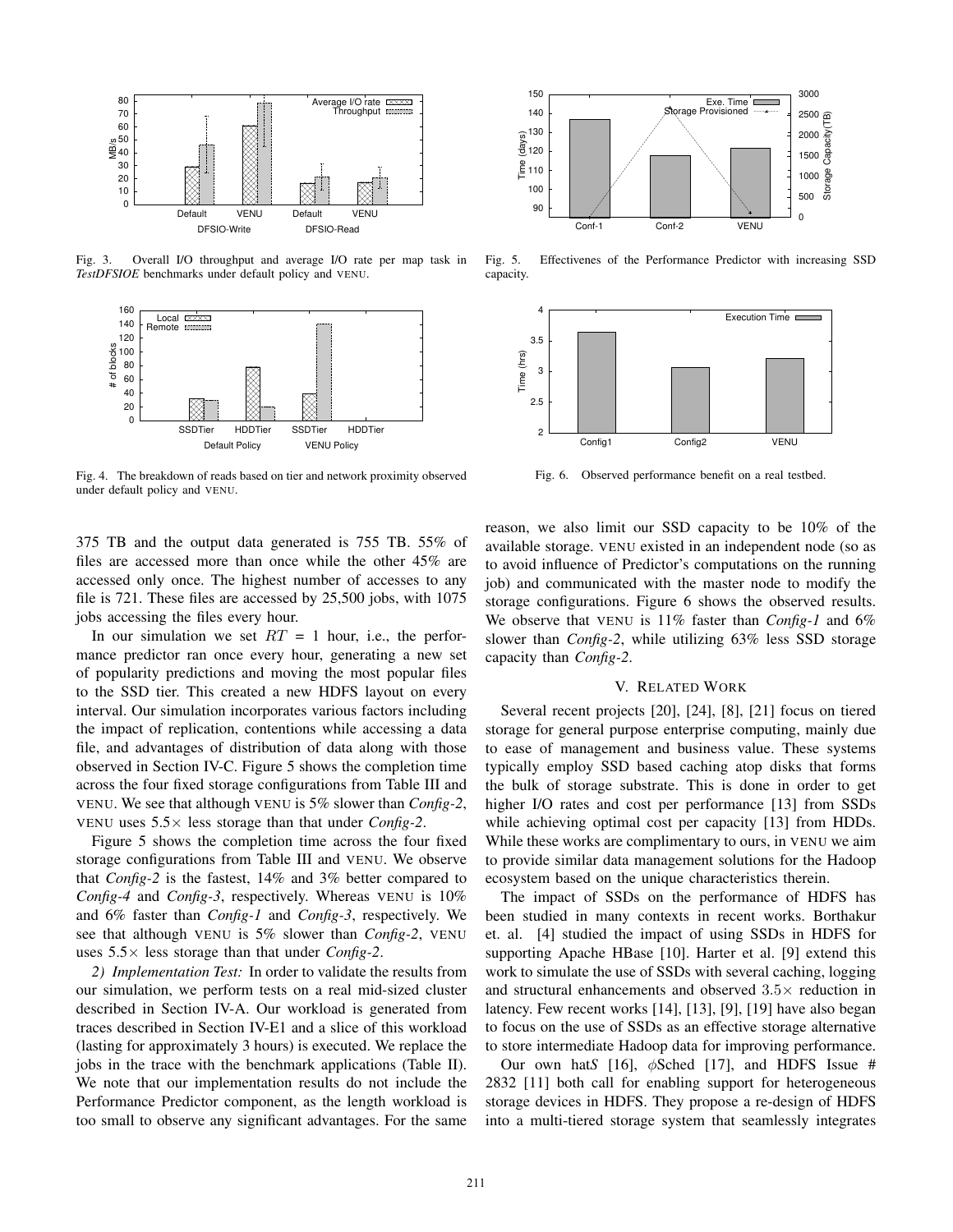Fig. 3. Overall I/O throughput and average I/O rate per map task in *TestDFSIOE* benchmarks under default policy and VENU.

Fig. 4. The breakdown of reads based on tier and network proximity observed under default policy and VENU.

Fig. 5. Effectivenes of the Performance Predictor with increasing SSD capacity.

Fig. 6. Observed performance benefit on a real testbed.

375 TB and the output data generated is 755 TB. 55% of files are accessed more than once while the other 45% are accessed only once. The highest number of accesses to any file is 721. These files are accessed by 25,500 jobs, with 1075 jobs accessing the files every hour.

In our simulation we set $RT$ = 1 hour, i.e., the performance predictor ran once every hour, generating a new set of popularity predictions and moving the most popular files to the SSD tier. This created a new HDFS layout on every interval. Our simulation incorporates various factors including the impact of replication, contentions while accessing a data file, and advantages of distribution of data along with those observed in Section IV-C. Figure 5 shows the completion time across the four fixed storage configurations from Table III and VENU. We see that although VENU is 5% slower than *Config-2*, VENU uses 5.5× less storage than that under *Config-2*.

Figure 5 shows the completion time across the four fixed storage configurations from Table III and VENU. We observe that *Config-2* is the fastest, 14% and 3% better compared to *Config-4* and *Config-3*, respectively. Whereas VENU is 10% and 6% faster than *Config-1* and *Config-3*, respectively. We see that although VENU is 5% slower than *Config-2*, VENU uses 5.5× less storage than that under *Config-2*.

*2) Implementation Test:* In order to validate the results from our simulation, we perform tests on a real mid-sized cluster described in Section IV-A. Our workload is generated from traces described in Section IV-E1 and a slice of this workload (lasting for approximately 3 hours) is executed. We replace the jobs in the trace with the benchmark applications (Table II). We note that our implementation results do not include the Performance Predictor component, as the length workload is too small to observe any significant advantages. For the same reason, we also limit our SSD capacity to be 10% of the available storage. VENU existed in an independent node (so as to avoid influence of Predictor's computations on the running job) and communicated with the master node to modify the storage configurations. Figure 6 shows the observed results. We observe that VENU is 11% faster than *Config-1* and 6% slower than *Config-2*, while utilizing 63% less SSD storage capacity than *Config-2*.

## V. Related Work

Several recent projects [20], [24], [8], [21] focus on tiered storage for general purpose enterprise computing, mainly due to ease of management and business value. These systems typically employ SSD based caching atop disks that forms the bulk of storage substrate. This is done in order to get higher I/O rates and cost per performance [13] from SSDs while achieving optimal cost per capacity [13] from HDDs. While these works are complimentary to ours, in VENU we aim to provide similar data management solutions for the Hadoop ecosystem based on the unique characteristics therein.

The impact of SSDs on the performance of HDFS has been studied in many contexts in recent works. Borthakur et. al. [4] studied the impact of using SSDs in HDFS for supporting Apache HBase [10]. Harter et al. [9] extend this work to simulate the use of SSDs with several caching, logging and structural enhancements and observed 3.5× reduction in latency. Few recent works [14], [13], [9], [19] have also began to focus on the use of SSDs as an effective storage alternative to store intermediate Hadoop data for improving performance.

Our own hat*S* [16], $\phi$Sched [17], and HDFS Issue # 2832 [11] both call for enabling support for heterogeneous storage devices in HDFS. They propose a re-design of HDFS into a multi-tiered storage system that seamlessly integrates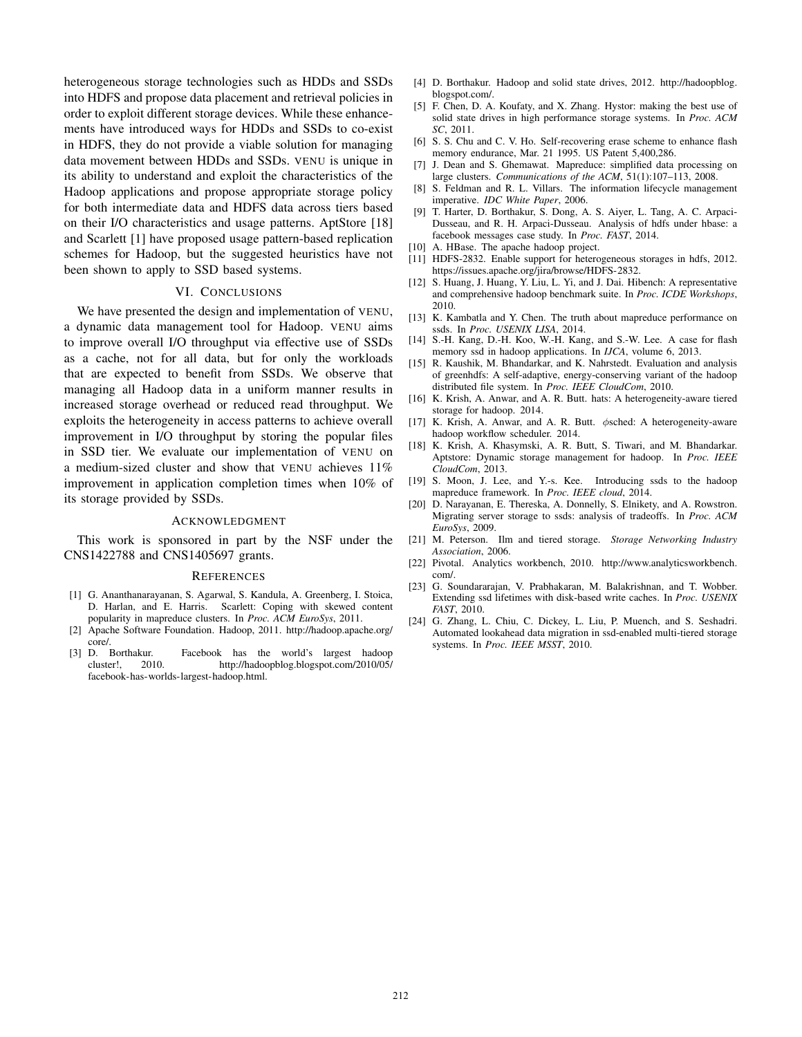heterogeneous storage technologies such as HDDs and SSDs into HDFS and propose data placement and retrieval policies in order to exploit different storage devices. While these enhancements have introduced ways for HDDs and SSDs to co-exist in HDFS, they do not provide a viable solution for managing data movement between HDDs and SSDs. VENU is unique in its ability to understand and exploit the characteristics of the Hadoop applications and propose appropriate storage policy for both intermediate data and HDFS data across tiers based on their I/O characteristics and usage patterns. AptStore [18] and Scarlett [1] have proposed usage pattern-based replication schemes for Hadoop, but the suggested heuristics have not been shown to apply to SSD based systems.

## VI. Conclusions

We have presented the design and implementation of VENU, a dynamic data management tool for Hadoop. VENU aims to improve overall I/O throughput via effective use of SSDs as a cache, not for all data, but for only the workloads that are expected to benefit from SSDs. We observe that managing all Hadoop data in a uniform manner results in increased storage overhead or reduced read throughput. We exploits the heterogeneity in access patterns to achieve overall improvement in I/O throughput by storing the popular files in SSD tier. We evaluate our implementation of VENU on a medium-sized cluster and show that VENU achieves 11% improvement in application completion times when 10% of its storage provided by SSDs.

## Acknowledgment

This work is sponsored in part by the NSF under the CNS1422788 and CNS1405697 grants.

## References

[1] G. Ananthanarayanan, S. Agarwal, S. Kandula, A. Greenberg, I. Stoica, D. Harlan, and E. Harris. Scarlett: Coping with skewed content popularity in mapreduce clusters. In *Proc. ACM EuroSys*, 2011.

[2] Apache Software Foundation. Hadoop, 2011. http://hadoop.apache.org/core/.

[3] D. Borthakur. Facebook has the world's largest hadoop cluster!, 2010. http://hadoopblog.blogspot.com/2010/05/facebook-has-worlds-largest-hadoop.html.

[4] D. Borthakur. Hadoop and solid state drives, 2012. http://hadoopblog.blogspot.com/.

[5] F. Chen, D. A. Koufaty, and X. Zhang. Hystor: making the best use of solid state drives in high performance storage systems. In *Proc. ACM SC*, 2011.

[6] S. S. Chu and C. V. Ho. Self-recovering erase scheme to enhance flash memory endurance, Mar. 21 1995. US Patent 5,400,286.

[7] J. Dean and S. Ghemawat. Mapreduce: simplified data processing on large clusters. *Communications of the ACM*, 51(1):107–113, 2008.

[8] S. Feldman and R. L. Villars. The information lifecycle management imperative. *IDC White Paper*, 2006.

[9] T. Harter, D. Borthakur, S. Dong, A. S. Aiyer, L. Tang, A. C. Arpaci-Dusseau, and R. H. Arpaci-Dusseau. Analysis of hdfs under hbase: a facebook messages case study. In *Proc. FAST*, 2014.

[10] A. HBase. The apache hadoop project.

[11] HDFS-2832. Enable support for heterogeneous storages in hdfs, 2012. https://issues.apache.org/jira/browse/HDFS-2832.

[12] S. Huang, J. Huang, Y. Liu, L. Yi, and J. Dai. Hibench: A representative and comprehensive hadoop benchmark suite. In *Proc. ICDE Workshops*, 2010.

[13] K. Kambatla and Y. Chen. The truth about mapreduce performance on ssds. In *Proc. USENIX LISA*, 2014.

[14] S.-H. Kang, D.-H. Koo, W.-H. Kang, and S.-W. Lee. A case for flash memory ssd in hadoop applications. In *IJCA*, volume 6, 2013.

[15] R. Kaushik, M. Bhandarkar, and K. Nahrstedt. Evaluation and analysis of greenhdfs: A self-adaptive, energy-conserving variant of the hadoop distributed file system. In *Proc. IEEE CloudCom*, 2010.

[16] K. Krish, A. Anwar, and A. R. Butt. hats: A heterogeneity-aware tiered storage for hadoop. 2014.

[17] K. Krish, A. Anwar, and A. R. Butt. $\phi$sched: A heterogeneity-aware hadoop workflow scheduler. 2014.

[18] K. Krish, A. Khasymski, A. R. Butt, S. Tiwari, and M. Bhandarkar. Aptstore: Dynamic storage management for hadoop. In *Proc. IEEE CloudCom*, 2013.

[19] S. Moon, J. Lee, and Y.-s. Kee. Introducing ssds to the hadoop mapreduce framework. In *Proc. IEEE cloud*, 2014.

[20] D. Narayanan, E. Thereska, A. Donnelly, S. Elnikety, and A. Rowstron. Migrating server storage to ssds: analysis of tradeoffs. In *Proc. ACM EuroSys*, 2009.

[21] M. Peterson. Ilm and tiered storage. *Storage Networking Industry Association*, 2006.

[22] Pivotal. Analytics workbench, 2010. http://www.analyticsworkbench.com/.

[23] G. Soundararajan, V. Prabhakaran, M. Balakrishnan, and T. Wobber. Extending ssd lifetimes with disk-based write caches. In *Proc. USENIX FAST*, 2010.

[24] G. Zhang, L. Chiu, C. Dickey, L. Liu, P. Muench, and S. Seshadri. Automated lookahead data migration in ssd-enabled multi-tiered storage systems. In *Proc. IEEE MSST*, 2010.